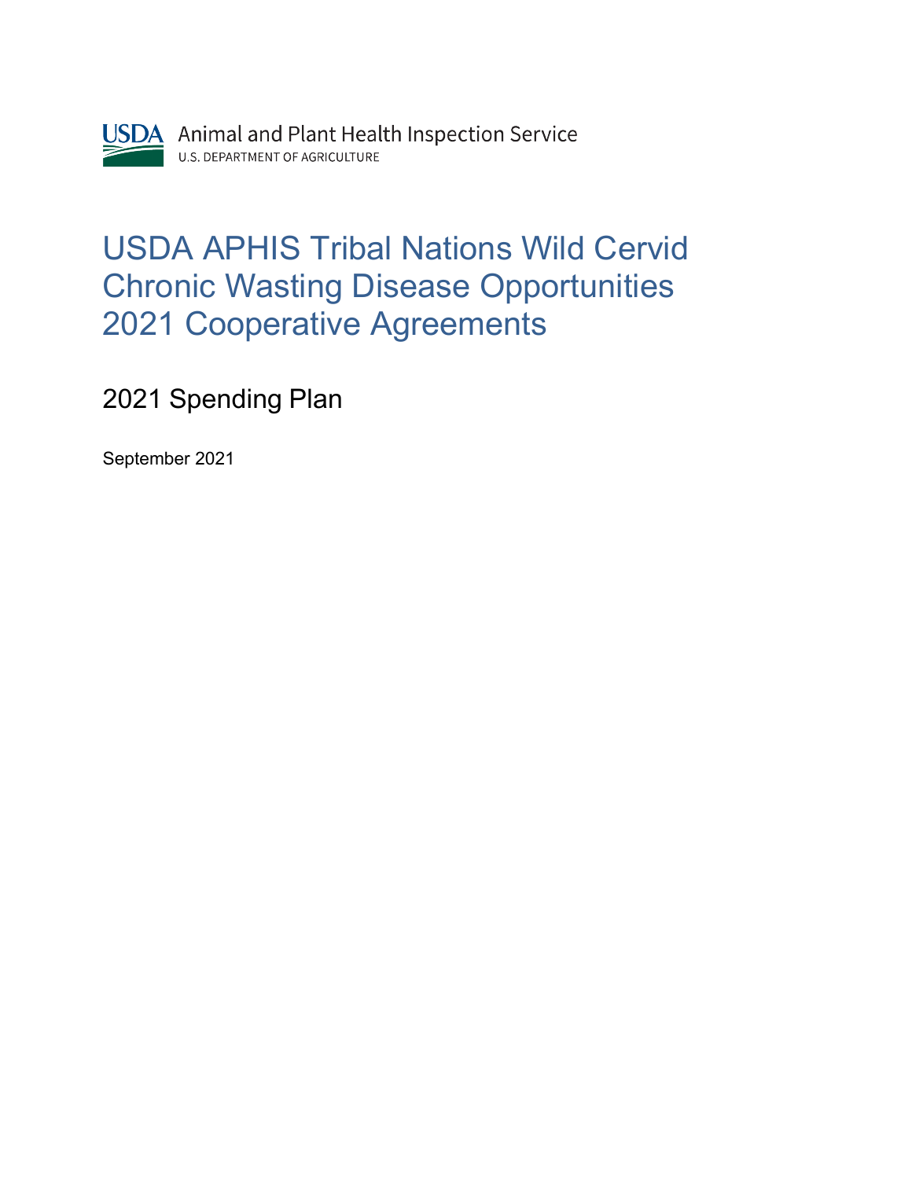USDA Animal and Plant Health Inspection Service
U.S. DEPARTMENT OF AGRICULTURE

# USDA APHIS Tribal Nations Wild Cervid Chronic Wasting Disease Opportunities 2021 Cooperative Agreements

## 2021 Spending Plan

September 2021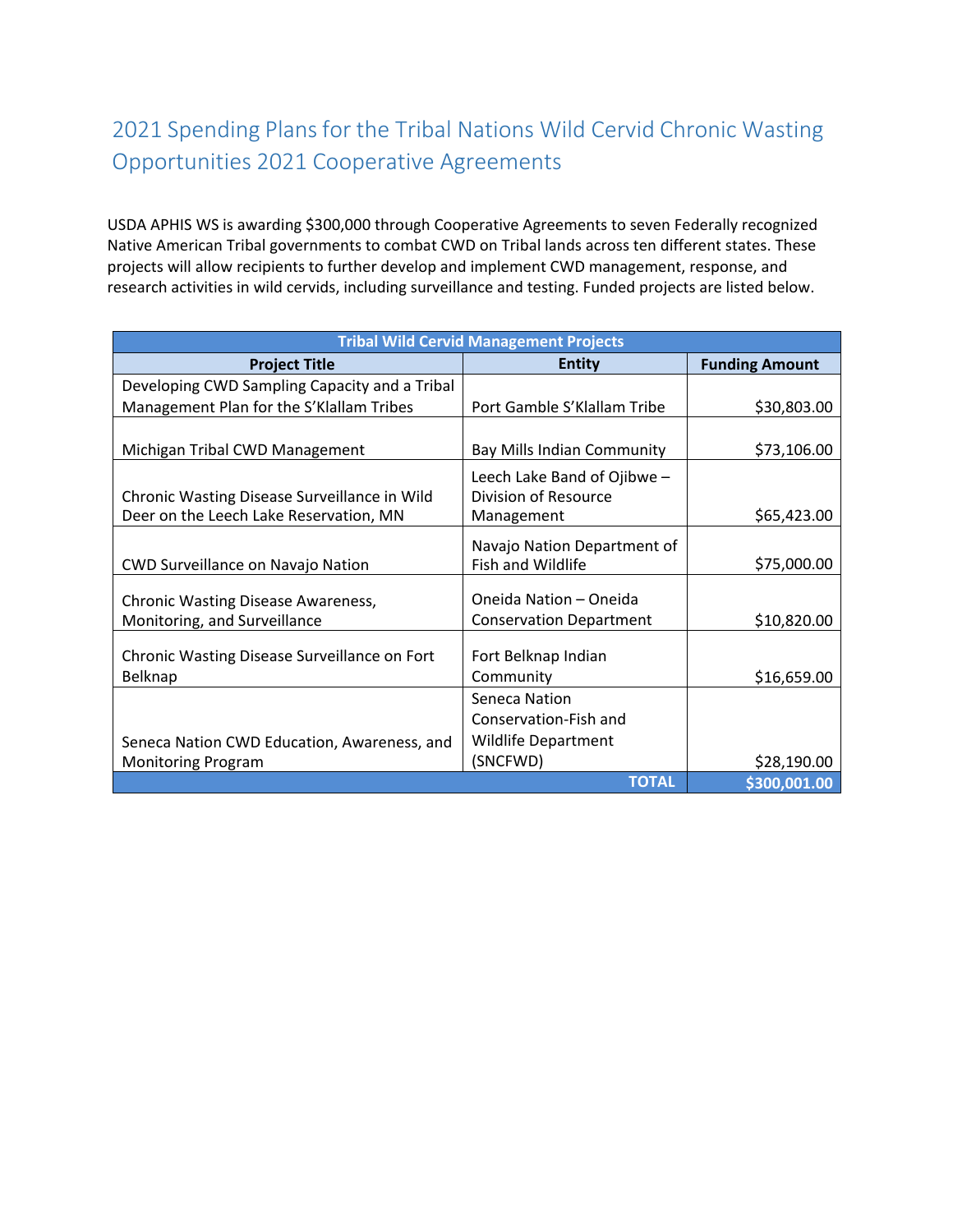# 2021 Spending Plans for the Tribal Nations Wild Cervid Chronic Wasting Opportunities 2021 Cooperative Agreements

USDA APHIS WS is awarding $300,000 through Cooperative Agreements to seven Federally recognized Native American Tribal governments to combat CWD on Tribal lands across ten different states. These projects will allow recipients to further develop and implement CWD management, response, and research activities in wild cervids, including surveillance and testing. Funded projects are listed below.

| Tribal Wild Cervid Management Projects | | |
| --- | --- | --- |
| **Project Title** | **Entity** | **Funding Amount** |
| Developing CWD Sampling Capacity and a Tribal Management Plan for the S'Klallam Tribes | Port Gamble S'Klallam Tribe | $30,803.00 |
| Michigan Tribal CWD Management | Bay Mills Indian Community | $73,106.00 |
| Chronic Wasting Disease Surveillance in Wild Deer on the Leech Lake Reservation, MN | Leech Lake Band of Ojibwe – Division of Resource Management | $65,423.00 |
| CWD Surveillance on Navajo Nation | Navajo Nation Department of Fish and Wildlife | $75,000.00 |
| Chronic Wasting Disease Awareness, Monitoring, and Surveillance | Oneida Nation – Oneida Conservation Department | $10,820.00 |
| Chronic Wasting Disease Surveillance on Fort Belknap | Fort Belknap Indian Community | $16,659.00 |
| Seneca Nation CWD Education, Awareness, and Monitoring Program | Seneca Nation Conservation-Fish and Wildlife Department (SNCFWD) | $28,190.00 |
| | **TOTAL** | **$300,001.00** |